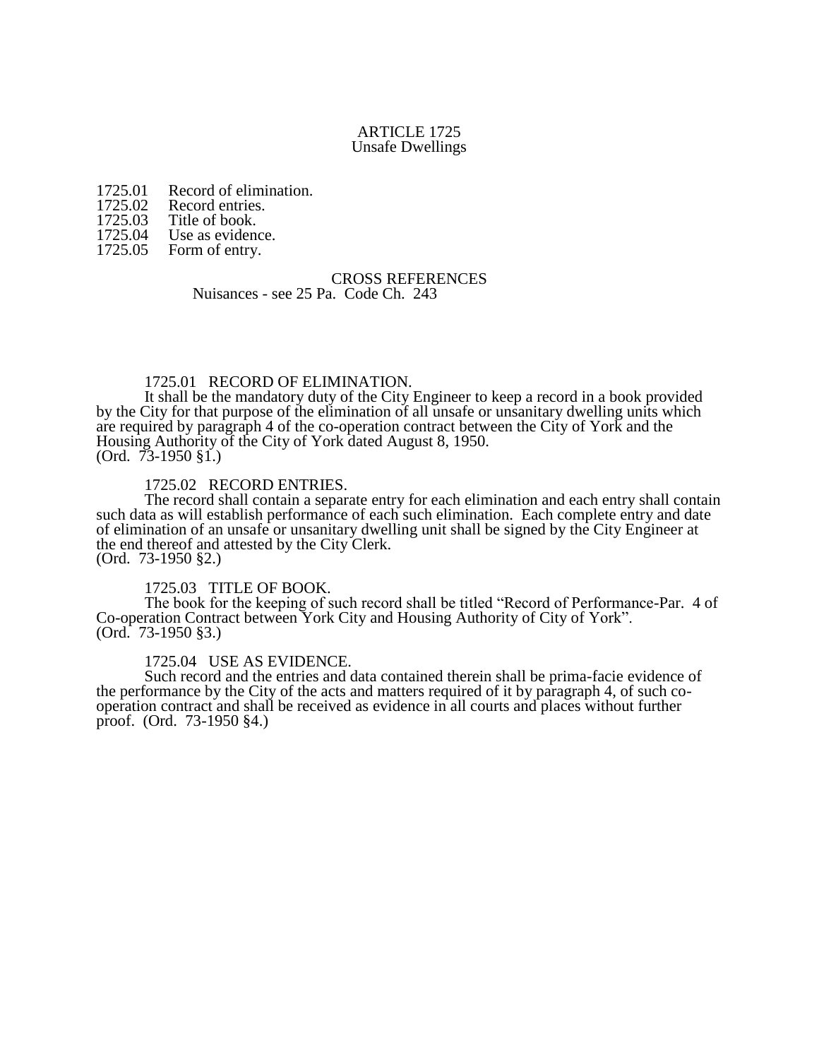# ARTICLE 1725
## Unsafe Dwellings

1725.01 Record of elimination.
1725.02 Record entries.
1725.03 Title of book.
1725.04 Use as evidence.
1725.05 Form of entry.

CROSS REFERENCES
Nuisances - see 25 Pa. Code Ch. 243

### 1725.01 RECORD OF ELIMINATION.

It shall be the mandatory duty of the City Engineer to keep a record in a book provided by the City for that purpose of the elimination of all unsafe or unsanitary dwelling units which are required by paragraph 4 of the co-operation contract between the City of York and the Housing Authority of the City of York dated August 8, 1950.
(Ord. 73-1950 §1.)

### 1725.02 RECORD ENTRIES.

The record shall contain a separate entry for each elimination and each entry shall contain such data as will establish performance of each such elimination. Each complete entry and date of elimination of an unsafe or unsanitary dwelling unit shall be signed by the City Engineer at the end thereof and attested by the City Clerk.
(Ord. 73-1950 §2.)

### 1725.03 TITLE OF BOOK.

The book for the keeping of such record shall be titled "Record of Performance-Par. 4 of Co-operation Contract between York City and Housing Authority of City of York".
(Ord. 73-1950 §3.)

### 1725.04 USE AS EVIDENCE.

Such record and the entries and data contained therein shall be prima-facie evidence of the performance by the City of the acts and matters required of it by paragraph 4, of such co-operation contract and shall be received as evidence in all courts and places without further proof. (Ord. 73-1950 §4.)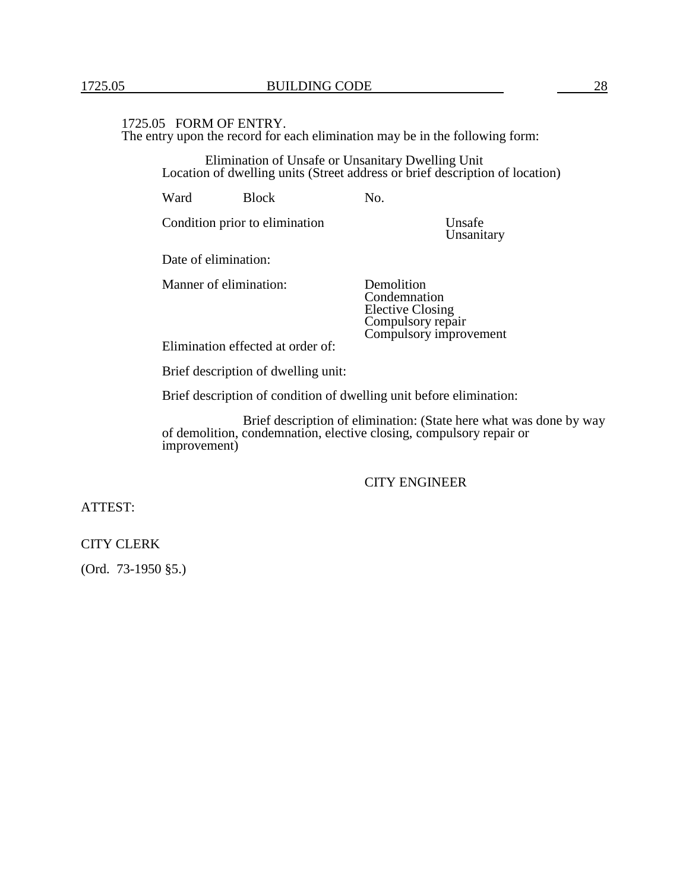1725.05 FORM OF ENTRY.

The entry upon the record for each elimination may be in the following form:

Elimination of Unsafe or Unsanitary Dwelling Unit

Location of dwelling units (Street address or brief description of location)

Ward Block No.

Condition prior to elimination Unsafe
Unsanitary

Date of elimination:

Manner of elimination: Demolition
Condemnation
Elective Closing
Compulsory repair
Compulsory improvement

Elimination effected at order of:

Brief description of dwelling unit:

Brief description of condition of dwelling unit before elimination:

Brief description of elimination: (State here what was done by way of demolition, condemnation, elective closing, compulsory repair or improvement)

CITY ENGINEER

ATTEST:

CITY CLERK

(Ord. 73-1950 §5.)